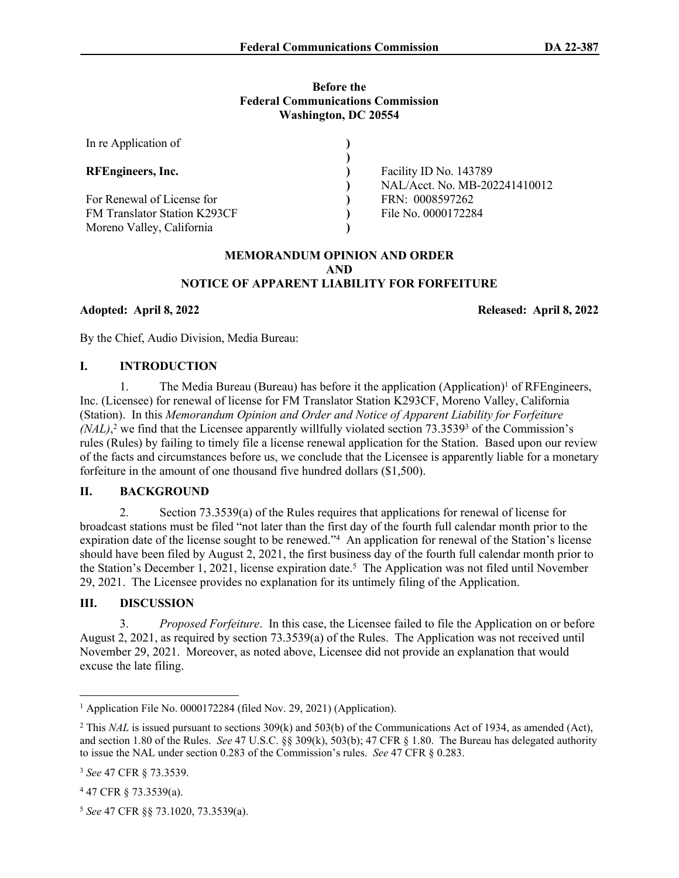**Before the**
**Federal Communications Commission**
**Washington, DC 20554**

| | | |
|---|---|---|
| In re Application of | ) | |
| | ) | |
| **RFEngineers, Inc.** | ) | Facility ID No. 143789 |
| | ) | NAL/Acct. No. MB-202241410012 |
| For Renewal of License for | ) | FRN: 0008597262 |
| FM Translator Station K293CF | ) | File No. 0000172284 |
| Moreno Valley, California | ) | |

**MEMORANDUM OPINION AND ORDER**
**AND**
**NOTICE OF APPARENT LIABILITY FOR FORFEITURE**

**Adopted: April 8, 2022** **Released: April 8, 2022**

By the Chief, Audio Division, Media Bureau:

## I. INTRODUCTION

1. The Media Bureau (Bureau) has before it the application (Application)[1] of RFEngineers, Inc. (Licensee) for renewal of license for FM Translator Station K293CF, Moreno Valley, California (Station). In this *Memorandum Opinion and Order and Notice of Apparent Liability for Forfeiture (NAL)*,[2] we find that the Licensee apparently willfully violated section 73.3539[3] of the Commission's rules (Rules) by failing to timely file a license renewal application for the Station. Based upon our review of the facts and circumstances before us, we conclude that the Licensee is apparently liable for a monetary forfeiture in the amount of one thousand five hundred dollars ($1,500).

## II. BACKGROUND

2. Section 73.3539(a) of the Rules requires that applications for renewal of license for broadcast stations must be filed "not later than the first day of the fourth full calendar month prior to the expiration date of the license sought to be renewed."[4] An application for renewal of the Station's license should have been filed by August 2, 2021, the first business day of the fourth full calendar month prior to the Station's December 1, 2021, license expiration date.[5] The Application was not filed until November 29, 2021. The Licensee provides no explanation for its untimely filing of the Application.

## III. DISCUSSION

3. *Proposed Forfeiture*. In this case, the Licensee failed to file the Application on or before August 2, 2021, as required by section 73.3539(a) of the Rules. The Application was not received until November 29, 2021. Moreover, as noted above, Licensee did not provide an explanation that would excuse the late filing.

---

[1] Application File No. 0000172284 (filed Nov. 29, 2021) (Application).

[2] This *NAL* is issued pursuant to sections 309(k) and 503(b) of the Communications Act of 1934, as amended (Act), and section 1.80 of the Rules. *See* 47 U.S.C. §§ 309(k), 503(b); 47 CFR § 1.80. The Bureau has delegated authority to issue the NAL under section 0.283 of the Commission's rules. *See* 47 CFR § 0.283.

[3] *See* 47 CFR § 73.3539.

[4] 47 CFR § 73.3539(a).

[5] *See* 47 CFR §§ 73.1020, 73.3539(a).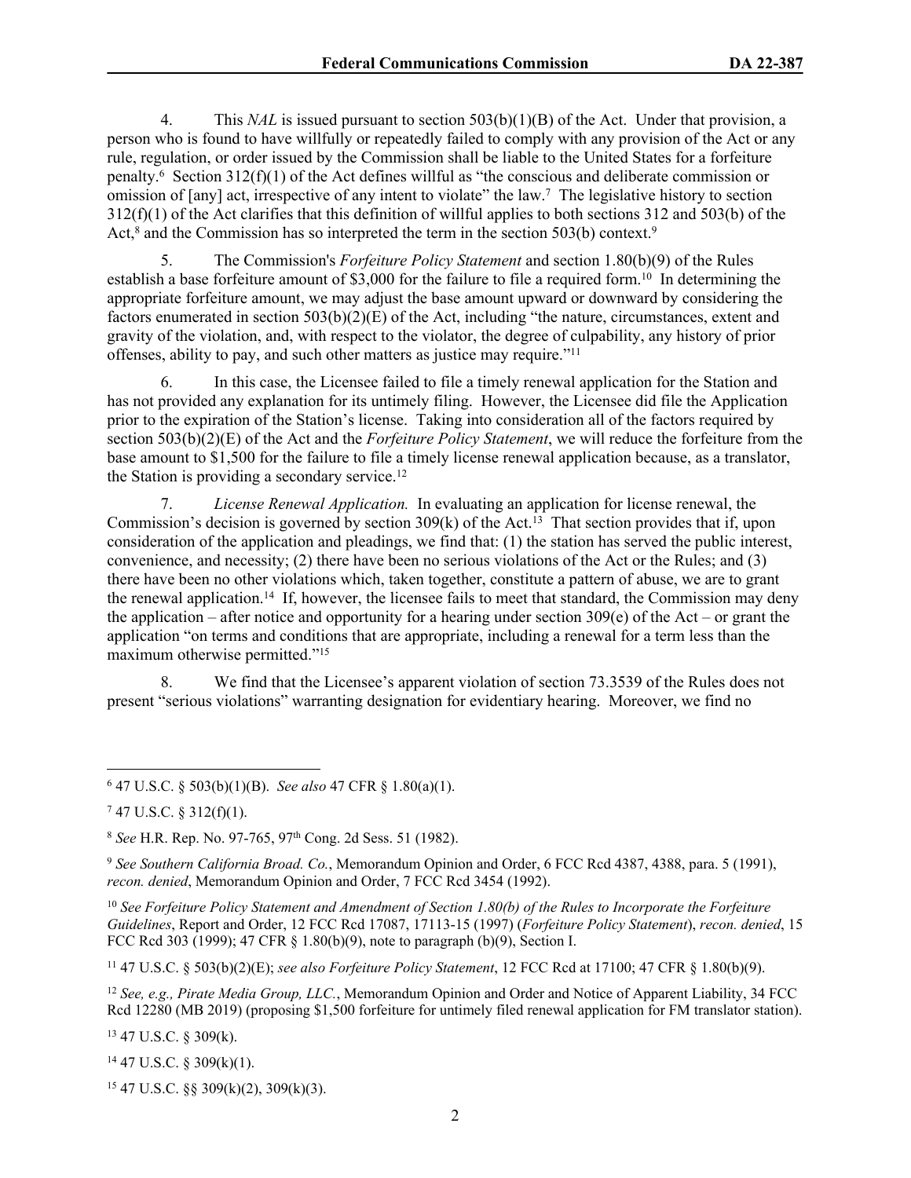4. This *NAL* is issued pursuant to section 503(b)(1)(B) of the Act. Under that provision, a person who is found to have willfully or repeatedly failed to comply with any provision of the Act or any rule, regulation, or order issued by the Commission shall be liable to the United States for a forfeiture penalty.[6] Section 312(f)(1) of the Act defines willful as "the conscious and deliberate commission or omission of [any] act, irrespective of any intent to violate" the law.[7] The legislative history to section 312(f)(1) of the Act clarifies that this definition of willful applies to both sections 312 and 503(b) of the Act,[8] and the Commission has so interpreted the term in the section 503(b) context.[9]

5. The Commission's *Forfeiture Policy Statement* and section 1.80(b)(9) of the Rules establish a base forfeiture amount of $3,000 for the failure to file a required form.[10] In determining the appropriate forfeiture amount, we may adjust the base amount upward or downward by considering the factors enumerated in section 503(b)(2)(E) of the Act, including "the nature, circumstances, extent and gravity of the violation, and, with respect to the violator, the degree of culpability, any history of prior offenses, ability to pay, and such other matters as justice may require."[11]

6. In this case, the Licensee failed to file a timely renewal application for the Station and has not provided any explanation for its untimely filing. However, the Licensee did file the Application prior to the expiration of the Station's license. Taking into consideration all of the factors required by section 503(b)(2)(E) of the Act and the *Forfeiture Policy Statement*, we will reduce the forfeiture from the base amount to $1,500 for the failure to file a timely license renewal application because, as a translator, the Station is providing a secondary service.[12]

7. *License Renewal Application.* In evaluating an application for license renewal, the Commission's decision is governed by section 309(k) of the Act.[13] That section provides that if, upon consideration of the application and pleadings, we find that: (1) the station has served the public interest, convenience, and necessity; (2) there have been no serious violations of the Act or the Rules; and (3) there have been no other violations which, taken together, constitute a pattern of abuse, we are to grant the renewal application.[14] If, however, the licensee fails to meet that standard, the Commission may deny the application – after notice and opportunity for a hearing under section 309(e) of the Act – or grant the application "on terms and conditions that are appropriate, including a renewal for a term less than the maximum otherwise permitted."[15]

8. We find that the Licensee's apparent violation of section 73.3539 of the Rules does not present "serious violations" warranting designation for evidentiary hearing. Moreover, we find no

---

[6] 47 U.S.C. § 503(b)(1)(B). *See also* 47 CFR § 1.80(a)(1).

[7] 47 U.S.C. § 312(f)(1).

[8] *See* H.R. Rep. No. 97-765, 97th Cong. 2d Sess. 51 (1982).

[9] *See Southern California Broad. Co.*, Memorandum Opinion and Order, 6 FCC Rcd 4387, 4388, para. 5 (1991), *recon. denied*, Memorandum Opinion and Order, 7 FCC Rcd 3454 (1992).

[10] *See Forfeiture Policy Statement and Amendment of Section 1.80(b) of the Rules to Incorporate the Forfeiture Guidelines*, Report and Order, 12 FCC Rcd 17087, 17113-15 (1997) (*Forfeiture Policy Statement*), *recon. denied*, 15 FCC Rcd 303 (1999); 47 CFR § 1.80(b)(9), note to paragraph (b)(9), Section I.

[11] 47 U.S.C. § 503(b)(2)(E); *see also Forfeiture Policy Statement*, 12 FCC Rcd at 17100; 47 CFR § 1.80(b)(9).

[12] *See, e.g., Pirate Media Group, LLC.*, Memorandum Opinion and Order and Notice of Apparent Liability, 34 FCC Rcd 12280 (MB 2019) (proposing $1,500 forfeiture for untimely filed renewal application for FM translator station).

[13] 47 U.S.C. § 309(k).

[14] 47 U.S.C. § 309(k)(1).

[15] 47 U.S.C. §§ 309(k)(2), 309(k)(3).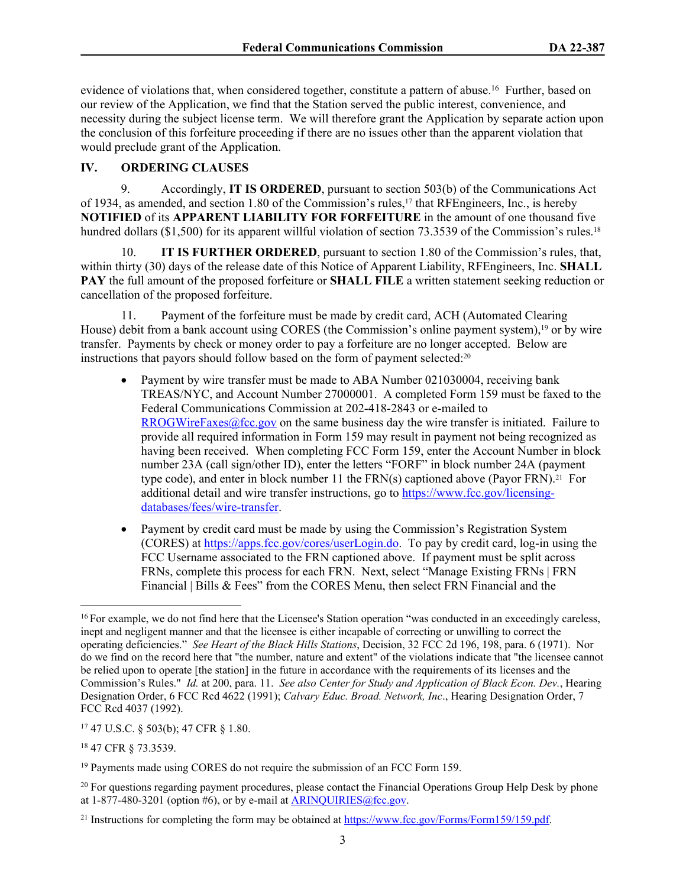evidence of violations that, when considered together, constitute a pattern of abuse.[16] Further, based on our review of the Application, we find that the Station served the public interest, convenience, and necessity during the subject license term. We will therefore grant the Application by separate action upon the conclusion of this forfeiture proceeding if there are no issues other than the apparent violation that would preclude grant of the Application.

## IV. ORDERING CLAUSES

9. Accordingly, **IT IS ORDERED**, pursuant to section 503(b) of the Communications Act of 1934, as amended, and section 1.80 of the Commission's rules,[17] that RFEngineers, Inc., is hereby **NOTIFIED** of its **APPARENT LIABILITY FOR FORFEITURE** in the amount of one thousand five hundred dollars ($1,500) for its apparent willful violation of section 73.3539 of the Commission's rules.[18]

10. **IT IS FURTHER ORDERED**, pursuant to section 1.80 of the Commission's rules, that, within thirty (30) days of the release date of this Notice of Apparent Liability, RFEngineers, Inc. **SHALL PAY** the full amount of the proposed forfeiture or **SHALL FILE** a written statement seeking reduction or cancellation of the proposed forfeiture.

11. Payment of the forfeiture must be made by credit card, ACH (Automated Clearing House) debit from a bank account using CORES (the Commission's online payment system),[19] or by wire transfer. Payments by check or money order to pay a forfeiture are no longer accepted. Below are instructions that payors should follow based on the form of payment selected:[20]

- Payment by wire transfer must be made to ABA Number 021030004, receiving bank TREAS/NYC, and Account Number 27000001. A completed Form 159 must be faxed to the Federal Communications Commission at 202-418-2843 or e-mailed to RROGWireFaxes@fcc.gov on the same business day the wire transfer is initiated. Failure to provide all required information in Form 159 may result in payment not being recognized as having been received. When completing FCC Form 159, enter the Account Number in block number 23A (call sign/other ID), enter the letters "FORF" in block number 24A (payment type code), and enter in block number 11 the FRN(s) captioned above (Payor FRN).[21] For additional detail and wire transfer instructions, go to https://www.fcc.gov/licensing-databases/fees/wire-transfer.

- Payment by credit card must be made by using the Commission's Registration System (CORES) at https://apps.fcc.gov/cores/userLogin.do. To pay by credit card, log-in using the FCC Username associated to the FRN captioned above. If payment must be split across FRNs, complete this process for each FRN. Next, select "Manage Existing FRNs | FRN Financial | Bills & Fees" from the CORES Menu, then select FRN Financial and the

---

[16] For example, we do not find here that the Licensee's Station operation "was conducted in an exceedingly careless, inept and negligent manner and that the licensee is either incapable of correcting or unwilling to correct the operating deficiencies." *See Heart of the Black Hills Stations*, Decision, 32 FCC 2d 196, 198, para. 6 (1971). Nor do we find on the record here that "the number, nature and extent" of the violations indicate that "the licensee cannot be relied upon to operate [the station] in the future in accordance with the requirements of its licenses and the Commission's Rules." *Id.* at 200, para. 11. *See also Center for Study and Application of Black Econ. Dev.*, Hearing Designation Order, 6 FCC Rcd 4622 (1991); *Calvary Educ. Broad. Network, Inc*., Hearing Designation Order, 7 FCC Rcd 4037 (1992).

[17] 47 U.S.C. § 503(b); 47 CFR § 1.80.

[18] 47 CFR § 73.3539.

[19] Payments made using CORES do not require the submission of an FCC Form 159.

[20] For questions regarding payment procedures, please contact the Financial Operations Group Help Desk by phone at 1-877-480-3201 (option #6), or by e-mail at ARINQUIRIES@fcc.gov.

[21] Instructions for completing the form may be obtained at https://www.fcc.gov/Forms/Form159/159.pdf.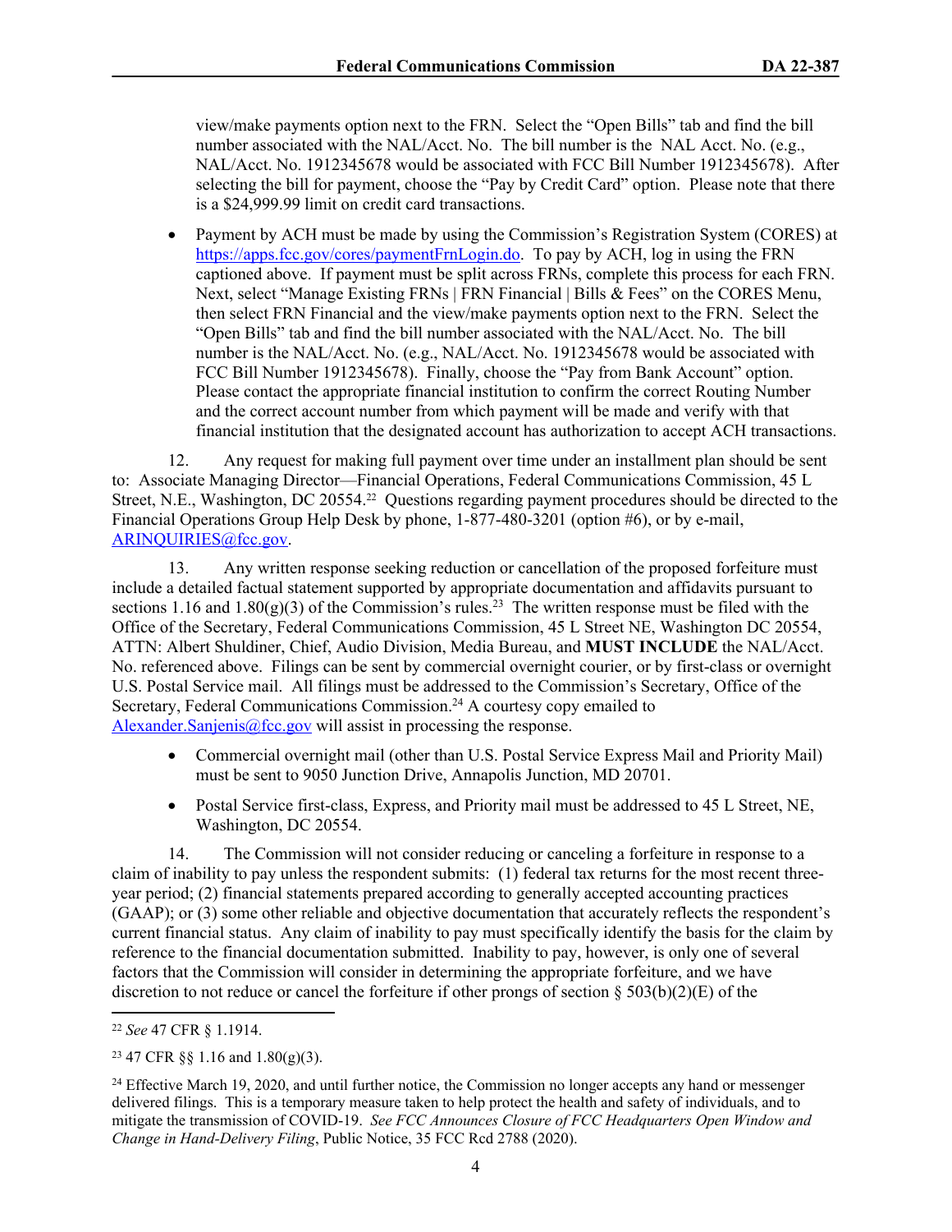view/make payments option next to the FRN. Select the "Open Bills" tab and find the bill number associated with the NAL/Acct. No. The bill number is the NAL Acct. No. (e.g., NAL/Acct. No. 1912345678 would be associated with FCC Bill Number 1912345678). After selecting the bill for payment, choose the "Pay by Credit Card" option. Please note that there is a $24,999.99 limit on credit card transactions.

- Payment by ACH must be made by using the Commission's Registration System (CORES) at https://apps.fcc.gov/cores/paymentFrnLogin.do. To pay by ACH, log in using the FRN captioned above. If payment must be split across FRNs, complete this process for each FRN. Next, select "Manage Existing FRNs | FRN Financial | Bills & Fees" on the CORES Menu, then select FRN Financial and the view/make payments option next to the FRN. Select the "Open Bills" tab and find the bill number associated with the NAL/Acct. No. The bill number is the NAL/Acct. No. (e.g., NAL/Acct. No. 1912345678 would be associated with FCC Bill Number 1912345678). Finally, choose the "Pay from Bank Account" option. Please contact the appropriate financial institution to confirm the correct Routing Number and the correct account number from which payment will be made and verify with that financial institution that the designated account has authorization to accept ACH transactions.

12. Any request for making full payment over time under an installment plan should be sent to: Associate Managing Director—Financial Operations, Federal Communications Commission, 45 L Street, N.E., Washington, DC 20554.[22] Questions regarding payment procedures should be directed to the Financial Operations Group Help Desk by phone, 1-877-480-3201 (option #6), or by e-mail, ARINQUIRIES@fcc.gov.

13. Any written response seeking reduction or cancellation of the proposed forfeiture must include a detailed factual statement supported by appropriate documentation and affidavits pursuant to sections 1.16 and 1.80(g)(3) of the Commission's rules.[23] The written response must be filed with the Office of the Secretary, Federal Communications Commission, 45 L Street NE, Washington DC 20554, ATTN: Albert Shuldiner, Chief, Audio Division, Media Bureau, and **MUST INCLUDE** the NAL/Acct. No. referenced above. Filings can be sent by commercial overnight courier, or by first-class or overnight U.S. Postal Service mail. All filings must be addressed to the Commission's Secretary, Office of the Secretary, Federal Communications Commission.[24] A courtesy copy emailed to Alexander.Sanjenis@fcc.gov will assist in processing the response.

- Commercial overnight mail (other than U.S. Postal Service Express Mail and Priority Mail) must be sent to 9050 Junction Drive, Annapolis Junction, MD 20701.
- Postal Service first-class, Express, and Priority mail must be addressed to 45 L Street, NE, Washington, DC 20554.

14. The Commission will not consider reducing or canceling a forfeiture in response to a claim of inability to pay unless the respondent submits: (1) federal tax returns for the most recent three-year period; (2) financial statements prepared according to generally accepted accounting practices (GAAP); or (3) some other reliable and objective documentation that accurately reflects the respondent's current financial status. Any claim of inability to pay must specifically identify the basis for the claim by reference to the financial documentation submitted. Inability to pay, however, is only one of several factors that the Commission will consider in determining the appropriate forfeiture, and we have discretion to not reduce or cancel the forfeiture if other prongs of section § 503(b)(2)(E) of the

---

[22] *See* 47 CFR § 1.1914.

[23] 47 CFR §§ 1.16 and 1.80(g)(3).

[24] Effective March 19, 2020, and until further notice, the Commission no longer accepts any hand or messenger delivered filings. This is a temporary measure taken to help protect the health and safety of individuals, and to mitigate the transmission of COVID-19. *See FCC Announces Closure of FCC Headquarters Open Window and Change in Hand-Delivery Filing*, Public Notice, 35 FCC Rcd 2788 (2020).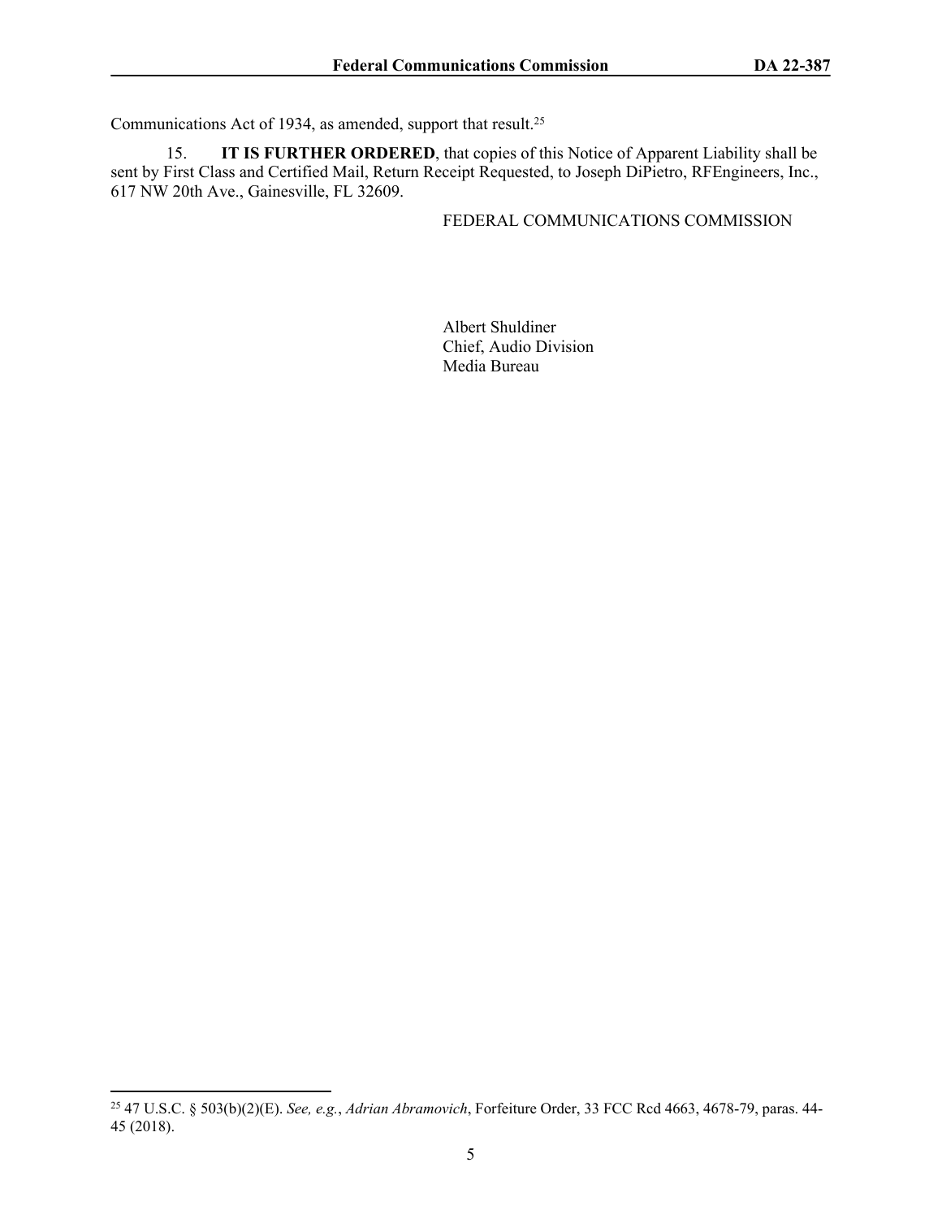Communications Act of 1934, as amended, support that result.[25]

15. **IT IS FURTHER ORDERED**, that copies of this Notice of Apparent Liability shall be sent by First Class and Certified Mail, Return Receipt Requested, to Joseph DiPietro, RFEngineers, Inc., 617 NW 20th Ave., Gainesville, FL 32609.

FEDERAL COMMUNICATIONS COMMISSION

Albert Shuldiner
Chief, Audio Division
Media Bureau

---

[25] 47 U.S.C. § 503(b)(2)(E). *See, e.g.*, *Adrian Abramovich*, Forfeiture Order, 33 FCC Rcd 4663, 4678-79, paras. 44-45 (2018).